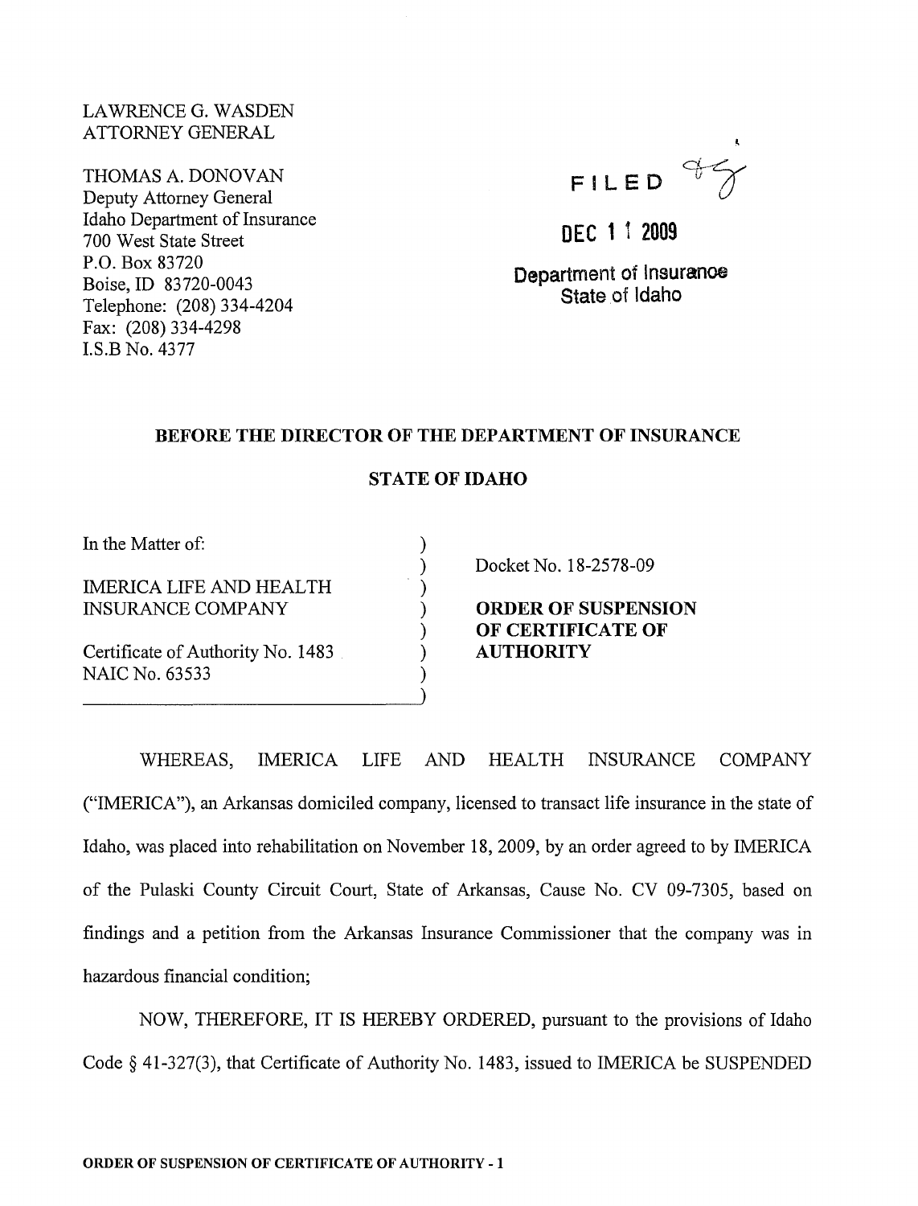LAWRENCE G. WASDEN
ATTORNEY GENERAL

THOMAS A. DONOVAN
Deputy Attorney General
Idaho Department of Insurance
700 West State Street
P.O. Box 83720
Boise, ID 83720-0043
Telephone: (208) 334-4204
Fax: (208) 334-4298
I.S.B No. 4377

FILED

DEC 11 2009

Department of Insurance
State of Idaho

**BEFORE THE DIRECTOR OF THE DEPARTMENT OF INSURANCE**

**STATE OF IDAHO**

| | |
|---|---|
| In the Matter of:<br><br>IMERICA LIFE AND HEALTH INSURANCE COMPANY<br><br>Certificate of Authority No. 1483<br>NAIC No. 63533 | Docket No. 18-2578-09<br><br>**ORDER OF SUSPENSION OF CERTIFICATE OF AUTHORITY** |

WHEREAS, IMERICA LIFE AND HEALTH INSURANCE COMPANY ("IMERICA"), an Arkansas domiciled company, licensed to transact life insurance in the state of Idaho, was placed into rehabilitation on November 18, 2009, by an order agreed to by IMERICA of the Pulaski County Circuit Court, State of Arkansas, Cause No. CV 09-7305, based on findings and a petition from the Arkansas Insurance Commissioner that the company was in hazardous financial condition;

NOW, THEREFORE, IT IS HEREBY ORDERED, pursuant to the provisions of Idaho Code § 41-327(3), that Certificate of Authority No. 1483, issued to IMERICA be SUSPENDED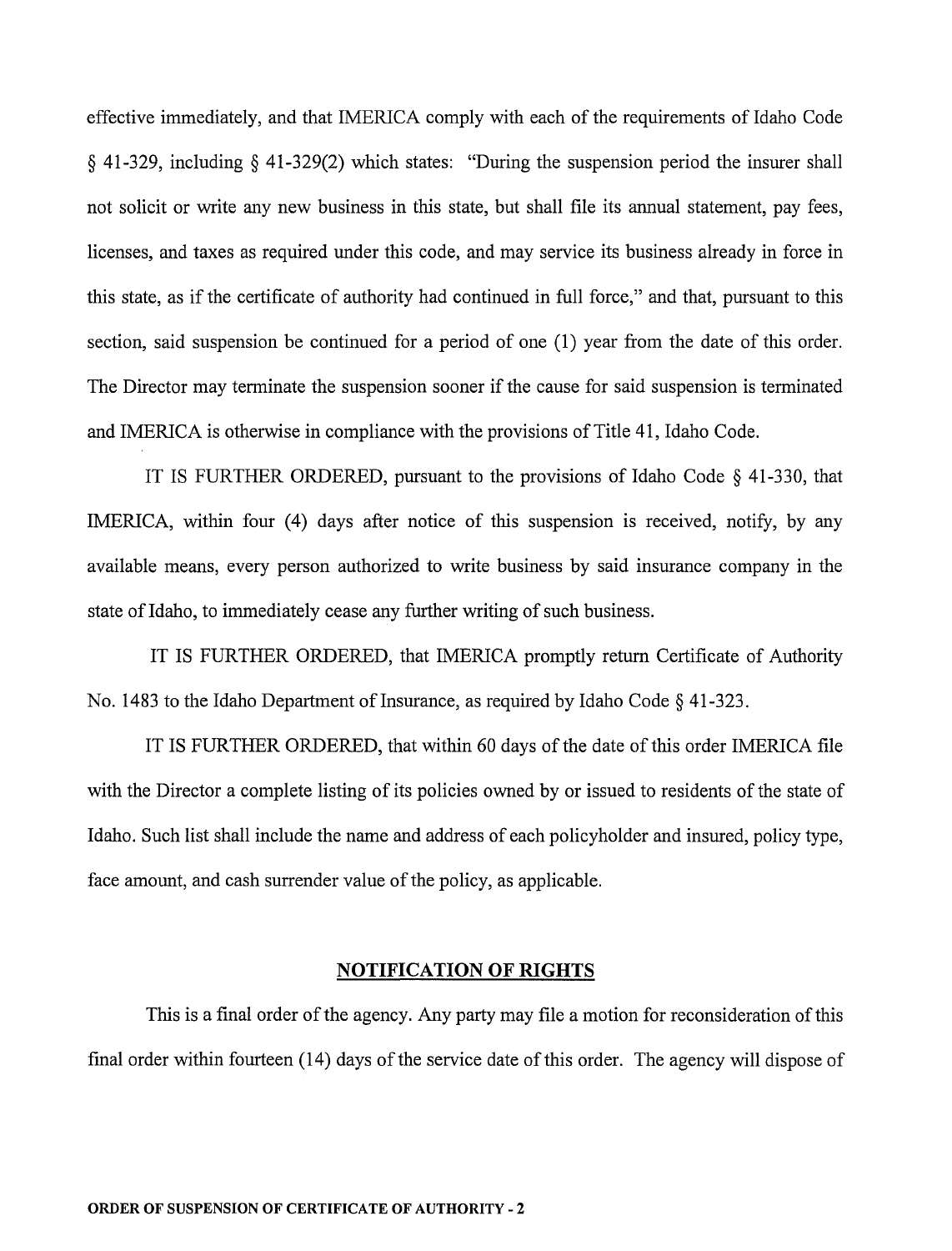effective immediately, and that IMERICA comply with each of the requirements of Idaho Code § 41-329, including § 41-329(2) which states: "During the suspension period the insurer shall not solicit or write any new business in this state, but shall file its annual statement, pay fees, licenses, and taxes as required under this code, and may service its business already in force in this state, as if the certificate of authority had continued in full force," and that, pursuant to this section, said suspension be continued for a period of one (1) year from the date of this order. The Director may terminate the suspension sooner if the cause for said suspension is terminated and IMERICA is otherwise in compliance with the provisions of Title 41, Idaho Code.

IT IS FURTHER ORDERED, pursuant to the provisions of Idaho Code § 41-330, that IMERICA, within four (4) days after notice of this suspension is received, notify, by any available means, every person authorized to write business by said insurance company in the state of Idaho, to immediately cease any further writing of such business.

IT IS FURTHER ORDERED, that IMERICA promptly return Certificate of Authority No. 1483 to the Idaho Department of Insurance, as required by Idaho Code § 41-323.

IT IS FURTHER ORDERED, that within 60 days of the date of this order IMERICA file with the Director a complete listing of its policies owned by or issued to residents of the state of Idaho. Such list shall include the name and address of each policyholder and insured, policy type, face amount, and cash surrender value of the policy, as applicable.

## NOTIFICATION OF RIGHTS

This is a final order of the agency. Any party may file a motion for reconsideration of this final order within fourteen (14) days of the service date of this order. The agency will dispose of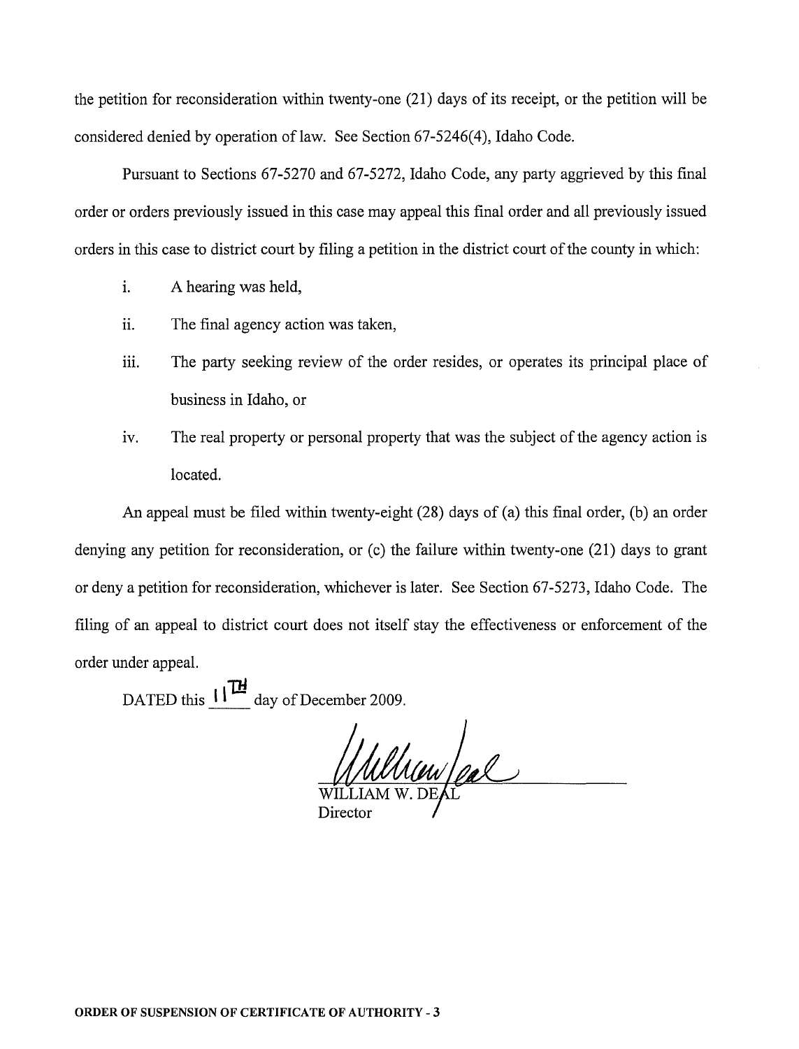the petition for reconsideration within twenty-one (21) days of its receipt, or the petition will be considered denied by operation of law. See Section 67-5246(4), Idaho Code.

Pursuant to Sections 67-5270 and 67-5272, Idaho Code, any party aggrieved by this final order or orders previously issued in this case may appeal this final order and all previously issued orders in this case to district court by filing a petition in the district court of the county in which:

i. A hearing was held,

ii. The final agency action was taken,

iii. The party seeking review of the order resides, or operates its principal place of business in Idaho, or

iv. The real property or personal property that was the subject of the agency action is located.

An appeal must be filed within twenty-eight (28) days of (a) this final order, (b) an order denying any petition for reconsideration, or (c) the failure within twenty-one (21) days to grant or deny a petition for reconsideration, whichever is later. See Section 67-5273, Idaho Code. The filing of an appeal to district court does not itself stay the effectiveness or enforcement of the order under appeal.

DATED this 11TH day of December 2009.

WILLIAM W. DEAL
Director

ORDER OF SUSPENSION OF CERTIFICATE OF AUTHORITY - 3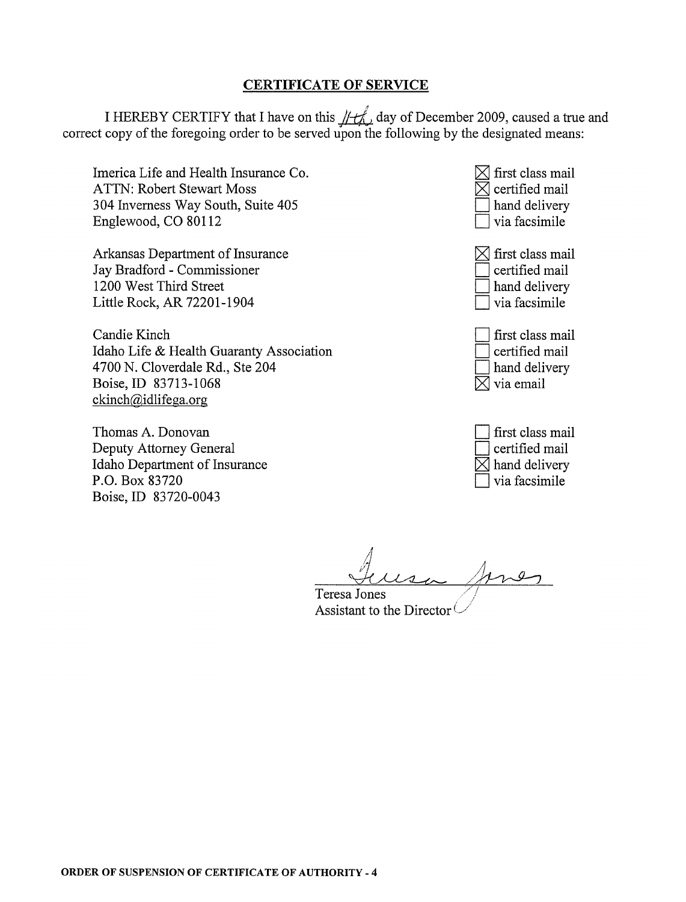## CERTIFICATE OF SERVICE

I HEREBY CERTIFY that I have on this 11th day of December 2009, caused a true and correct copy of the foregoing order to be served upon the following by the designated means:

| | |
|---|---|
| Imerica Life and Health Insurance Co.<br>ATTN: Robert Stewart Moss<br>304 Inverness Way South, Suite 405<br>Englewood, CO 80112 | ☒ first class mail<br>☒ certified mail<br>☐ hand delivery<br>☐ via facsimile |
| Arkansas Department of Insurance<br>Jay Bradford - Commissioner<br>1200 West Third Street<br>Little Rock, AR 72201-1904 | ☒ first class mail<br>☐ certified mail<br>☐ hand delivery<br>☐ via facsimile |
| Candie Kinch<br>Idaho Life & Health Guaranty Association<br>4700 N. Cloverdale Rd., Ste 204<br>Boise, ID 83713-1068<br>ckinch@idlifega.org | ☐ first class mail<br>☐ certified mail<br>☐ hand delivery<br>☒ via email |
| Thomas A. Donovan<br>Deputy Attorney General<br>Idaho Department of Insurance<br>P.O. Box 83720<br>Boise, ID 83720-0043 | ☐ first class mail<br>☐ certified mail<br>☒ hand delivery<br>☐ via facsimile |

Teresa Jones
Assistant to the Director

**ORDER OF SUSPENSION OF CERTIFICATE OF AUTHORITY - 4**